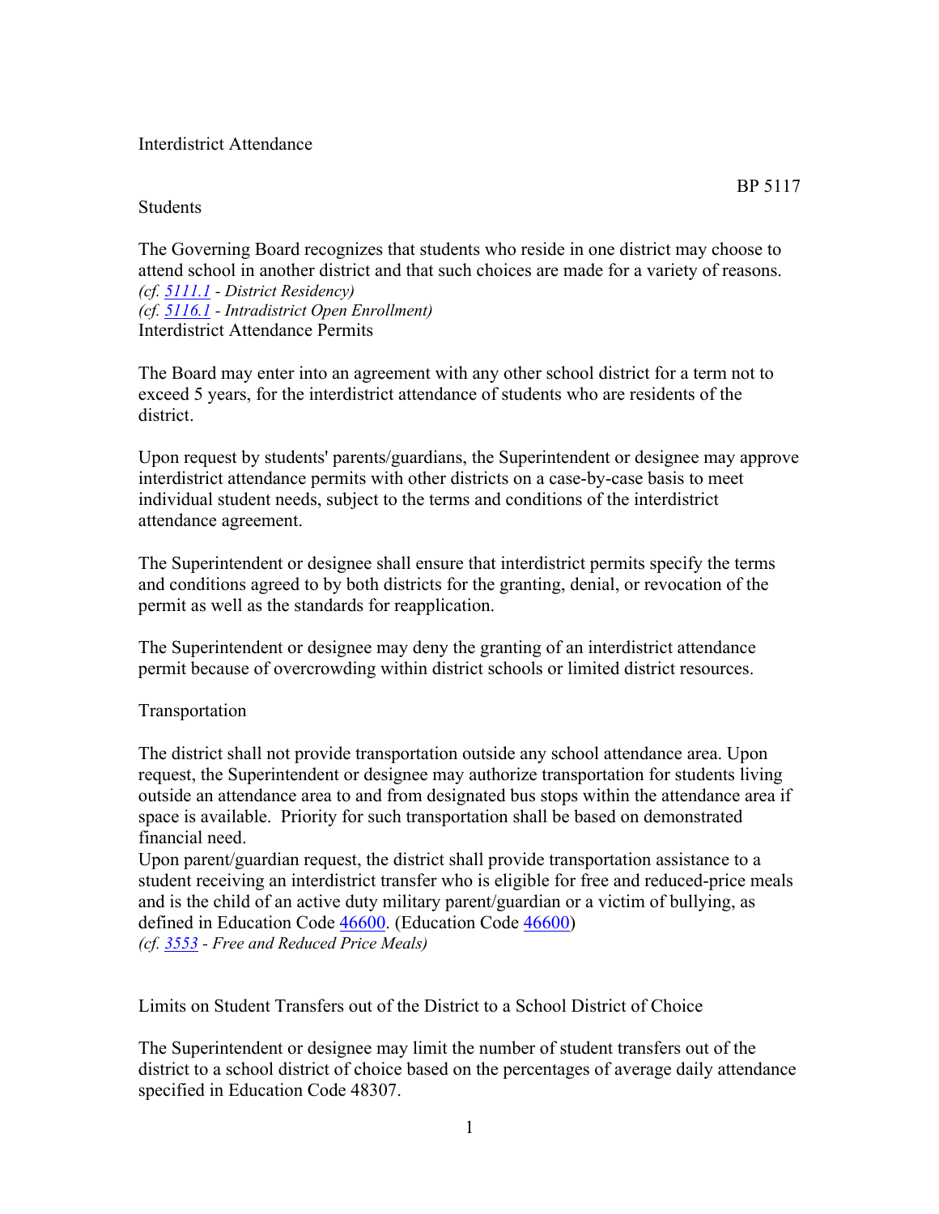Interdistrict Attendance

BP 5117

Students

The Governing Board recognizes that students who reside in one district may choose to attend school in another district and that such choices are made for a variety of reasons.
*(cf. [5111.1](#) - District Residency)*
*(cf. [5116.1](#) - Intradistrict Open Enrollment)*

## Interdistrict Attendance Permits

The Board may enter into an agreement with any other school district for a term not to exceed 5 years, for the interdistrict attendance of students who are residents of the district.

Upon request by students' parents/guardians, the Superintendent or designee may approve interdistrict attendance permits with other districts on a case-by-case basis to meet individual student needs, subject to the terms and conditions of the interdistrict attendance agreement.

The Superintendent or designee shall ensure that interdistrict permits specify the terms and conditions agreed to by both districts for the granting, denial, or revocation of the permit as well as the standards for reapplication.

The Superintendent or designee may deny the granting of an interdistrict attendance permit because of overcrowding within district schools or limited district resources.

## Transportation

The district shall not provide transportation outside any school attendance area. Upon request, the Superintendent or designee may authorize transportation for students living outside an attendance area to and from designated bus stops within the attendance area if space is available. Priority for such transportation shall be based on demonstrated financial need.
Upon parent/guardian request, the district shall provide transportation assistance to a student receiving an interdistrict transfer who is eligible for free and reduced-price meals and is the child of an active duty military parent/guardian or a victim of bullying, as defined in Education Code [46600](#). (Education Code [46600](#))
*(cf. [3553](#) - Free and Reduced Price Meals)*

## Limits on Student Transfers out of the District to a School District of Choice

The Superintendent or designee may limit the number of student transfers out of the district to a school district of choice based on the percentages of average daily attendance specified in Education Code 48307.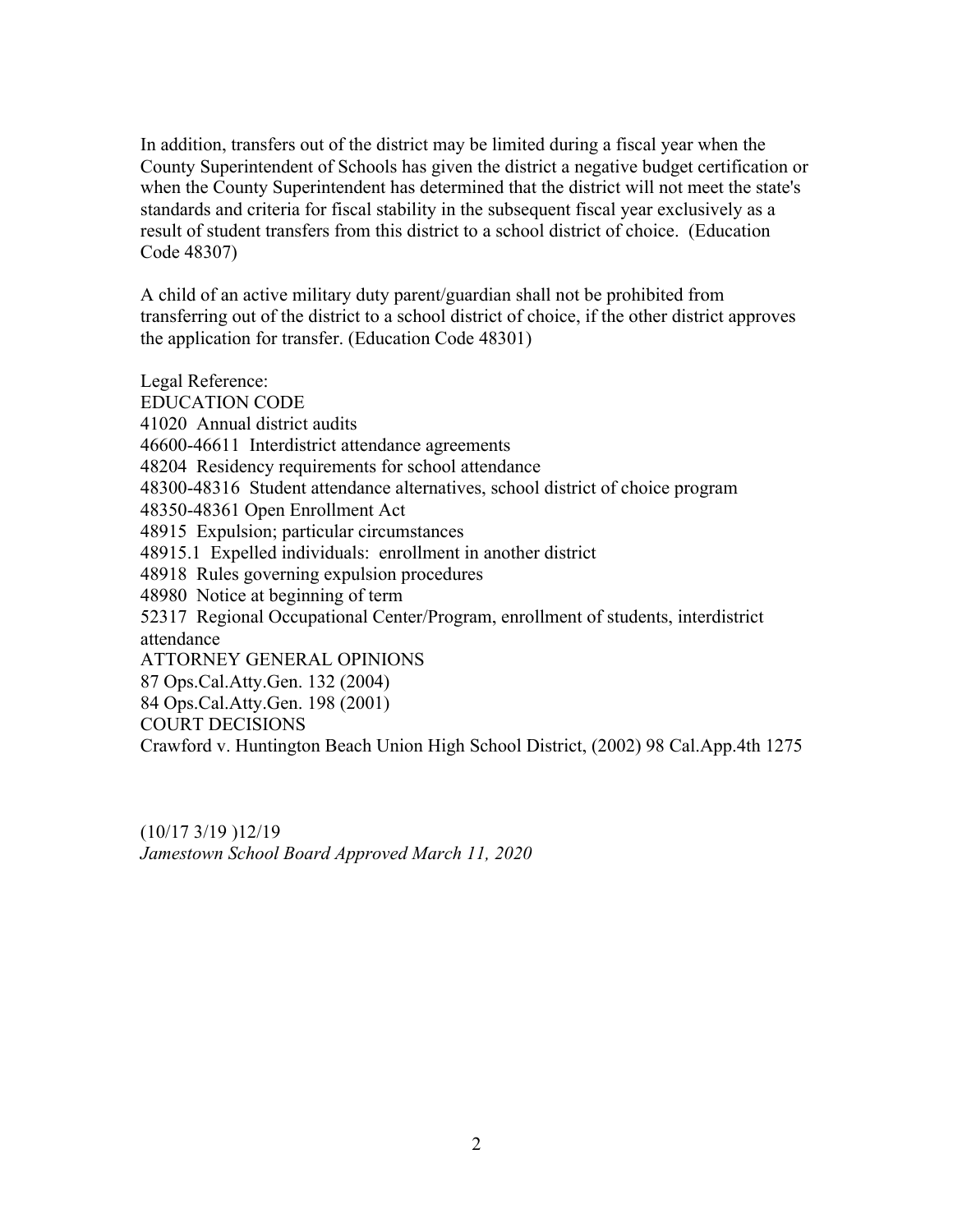In addition, transfers out of the district may be limited during a fiscal year when the County Superintendent of Schools has given the district a negative budget certification or when the County Superintendent has determined that the district will not meet the state's standards and criteria for fiscal stability in the subsequent fiscal year exclusively as a result of student transfers from this district to a school district of choice. (Education Code 48307)

A child of an active military duty parent/guardian shall not be prohibited from transferring out of the district to a school district of choice, if the other district approves the application for transfer. (Education Code 48301)

Legal Reference:
EDUCATION CODE
41020 Annual district audits
46600-46611 Interdistrict attendance agreements
48204 Residency requirements for school attendance
48300-48316 Student attendance alternatives, school district of choice program
48350-48361 Open Enrollment Act
48915 Expulsion; particular circumstances
48915.1 Expelled individuals: enrollment in another district
48918 Rules governing expulsion procedures
48980 Notice at beginning of term
52317 Regional Occupational Center/Program, enrollment of students, interdistrict attendance
ATTORNEY GENERAL OPINIONS
87 Ops.Cal.Atty.Gen. 132 (2004)
84 Ops.Cal.Atty.Gen. 198 (2001)
COURT DECISIONS
Crawford v. Huntington Beach Union High School District, (2002) 98 Cal.App.4th 1275

(10/17 3/19 )12/19
*Jamestown School Board Approved March 11, 2020*